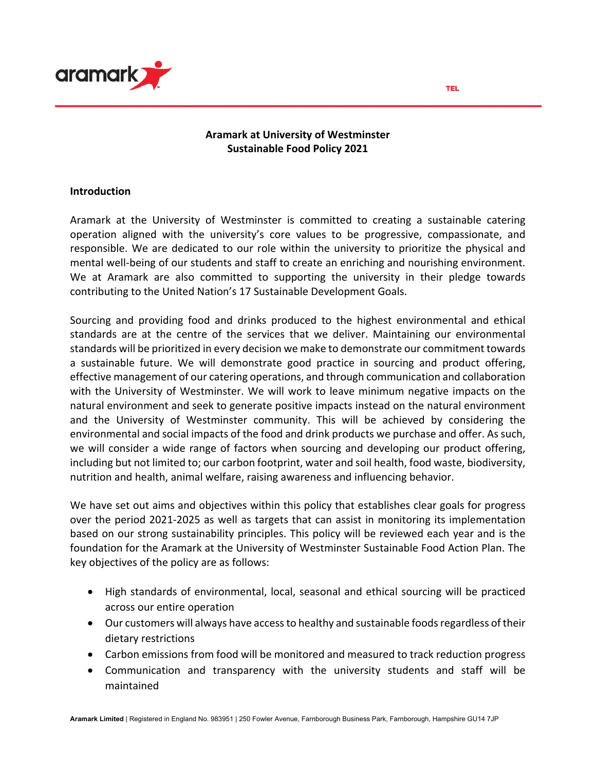**Aramark at University of Westminster**
**Sustainable Food Policy 2021**

## Introduction

Aramark at the University of Westminster is committed to creating a sustainable catering operation aligned with the university's core values to be progressive, compassionate, and responsible. We are dedicated to our role within the university to prioritize the physical and mental well-being of our students and staff to create an enriching and nourishing environment. We at Aramark are also committed to supporting the university in their pledge towards contributing to the United Nation's 17 Sustainable Development Goals.

Sourcing and providing food and drinks produced to the highest environmental and ethical standards are at the centre of the services that we deliver. Maintaining our environmental standards will be prioritized in every decision we make to demonstrate our commitment towards a sustainable future. We will demonstrate good practice in sourcing and product offering, effective management of our catering operations, and through communication and collaboration with the University of Westminster. We will work to leave minimum negative impacts on the natural environment and seek to generate positive impacts instead on the natural environment and the University of Westminster community. This will be achieved by considering the environmental and social impacts of the food and drink products we purchase and offer. As such, we will consider a wide range of factors when sourcing and developing our product offering, including but not limited to; our carbon footprint, water and soil health, food waste, biodiversity, nutrition and health, animal welfare, raising awareness and influencing behavior.

We have set out aims and objectives within this policy that establishes clear goals for progress over the period 2021-2025 as well as targets that can assist in monitoring its implementation based on our strong sustainability principles. This policy will be reviewed each year and is the foundation for the Aramark at the University of Westminster Sustainable Food Action Plan. The key objectives of the policy are as follows:

- High standards of environmental, local, seasonal and ethical sourcing will be practiced across our entire operation
- Our customers will always have access to healthy and sustainable foods regardless of their dietary restrictions
- Carbon emissions from food will be monitored and measured to track reduction progress
- Communication and transparency with the university students and staff will be maintained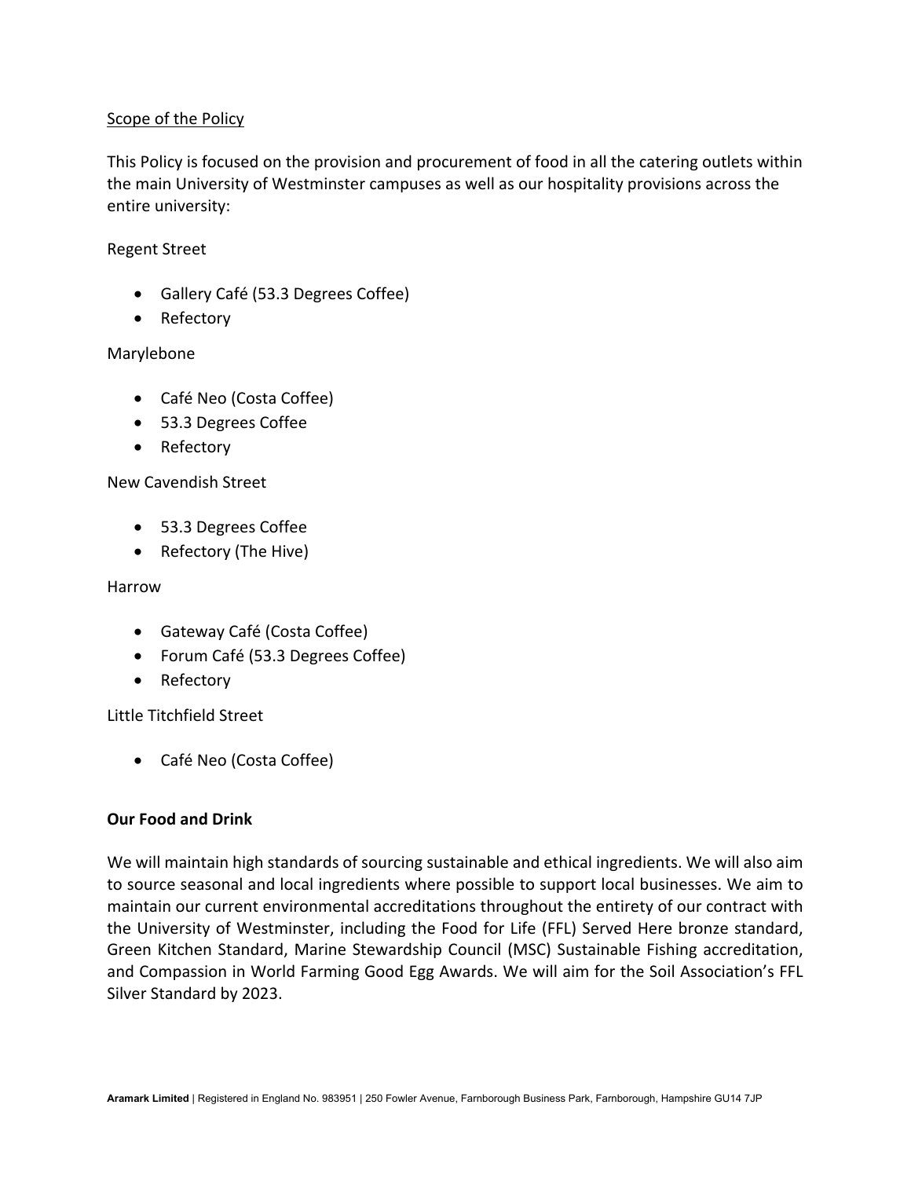Scope of the Policy

This Policy is focused on the provision and procurement of food in all the catering outlets within the main University of Westminster campuses as well as our hospitality provisions across the entire university:

Regent Street

- Gallery Café (53.3 Degrees Coffee)
- Refectory

Marylebone

- Café Neo (Costa Coffee)
- 53.3 Degrees Coffee
- Refectory

New Cavendish Street

- 53.3 Degrees Coffee
- Refectory (The Hive)

Harrow

- Gateway Café (Costa Coffee)
- Forum Café (53.3 Degrees Coffee)
- Refectory

Little Titchfield Street

- Café Neo (Costa Coffee)

**Our Food and Drink**

We will maintain high standards of sourcing sustainable and ethical ingredients. We will also aim to source seasonal and local ingredients where possible to support local businesses. We aim to maintain our current environmental accreditations throughout the entirety of our contract with the University of Westminster, including the Food for Life (FFL) Served Here bronze standard, Green Kitchen Standard, Marine Stewardship Council (MSC) Sustainable Fishing accreditation, and Compassion in World Farming Good Egg Awards. We will aim for the Soil Association's FFL Silver Standard by 2023.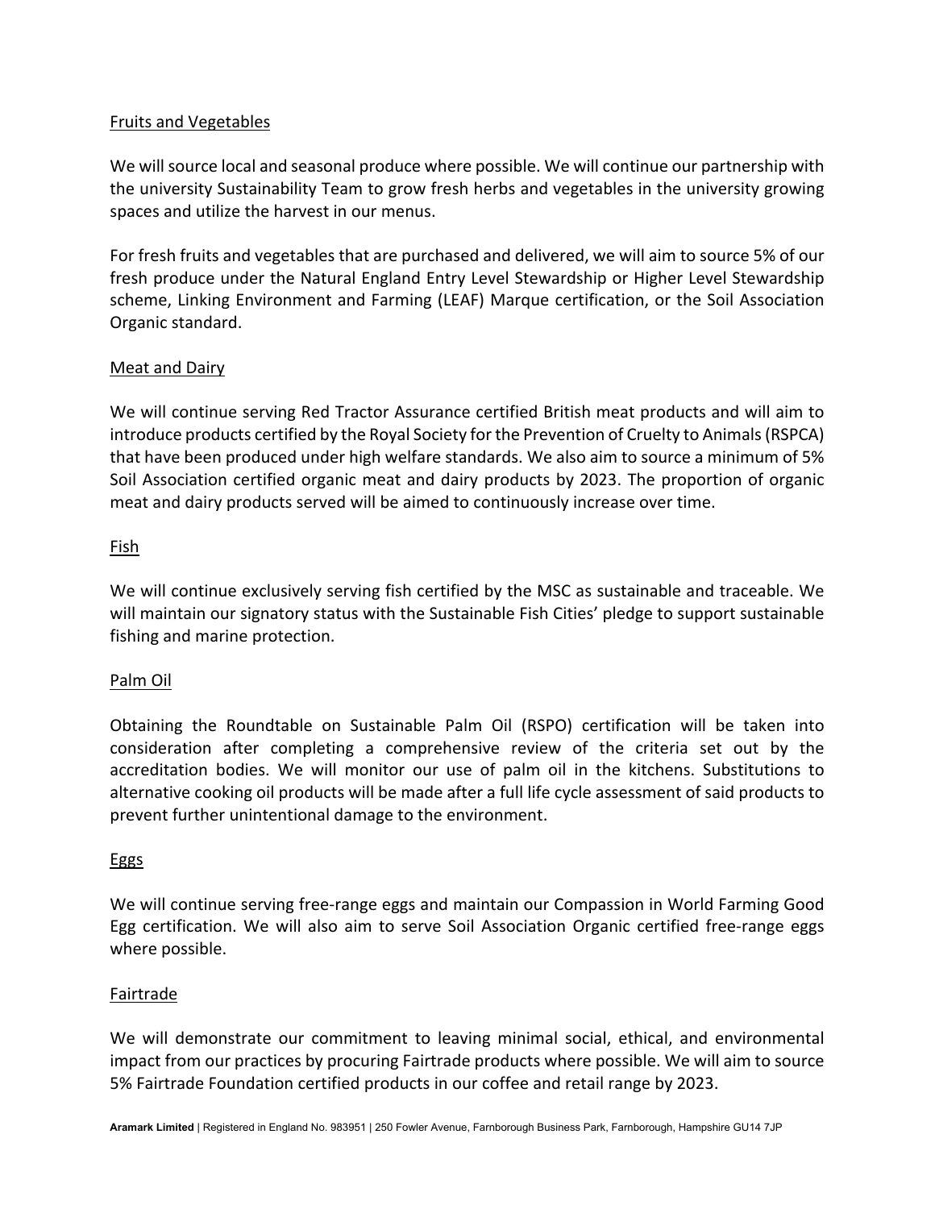<u>Fruits and Vegetables</u>

We will source local and seasonal produce where possible. We will continue our partnership with the university Sustainability Team to grow fresh herbs and vegetables in the university growing spaces and utilize the harvest in our menus.

For fresh fruits and vegetables that are purchased and delivered, we will aim to source 5% of our fresh produce under the Natural England Entry Level Stewardship or Higher Level Stewardship scheme, Linking Environment and Farming (LEAF) Marque certification, or the Soil Association Organic standard.

<u>Meat and Dairy</u>

We will continue serving Red Tractor Assurance certified British meat products and will aim to introduce products certified by the Royal Society for the Prevention of Cruelty to Animals (RSPCA) that have been produced under high welfare standards. We also aim to source a minimum of 5% Soil Association certified organic meat and dairy products by 2023. The proportion of organic meat and dairy products served will be aimed to continuously increase over time.

<u>Fish</u>

We will continue exclusively serving fish certified by the MSC as sustainable and traceable. We will maintain our signatory status with the Sustainable Fish Cities' pledge to support sustainable fishing and marine protection.

<u>Palm Oil</u>

Obtaining the Roundtable on Sustainable Palm Oil (RSPO) certification will be taken into consideration after completing a comprehensive review of the criteria set out by the accreditation bodies. We will monitor our use of palm oil in the kitchens. Substitutions to alternative cooking oil products will be made after a full life cycle assessment of said products to prevent further unintentional damage to the environment.

<u>Eggs</u>

We will continue serving free-range eggs and maintain our Compassion in World Farming Good Egg certification. We will also aim to serve Soil Association Organic certified free-range eggs where possible.

<u>Fairtrade</u>

We will demonstrate our commitment to leaving minimal social, ethical, and environmental impact from our practices by procuring Fairtrade products where possible. We will aim to source 5% Fairtrade Foundation certified products in our coffee and retail range by 2023.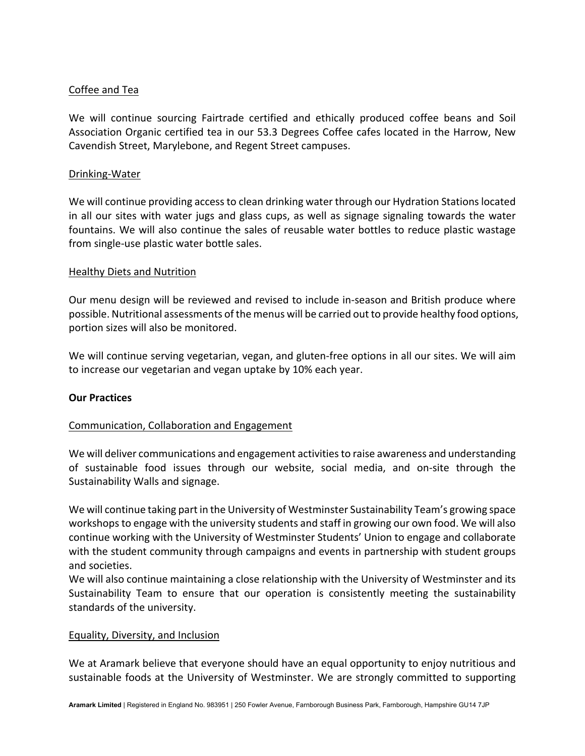Coffee and Tea

We will continue sourcing Fairtrade certified and ethically produced coffee beans and Soil Association Organic certified tea in our 53.3 Degrees Coffee cafes located in the Harrow, New Cavendish Street, Marylebone, and Regent Street campuses.

Drinking-Water

We will continue providing access to clean drinking water through our Hydration Stations located in all our sites with water jugs and glass cups, as well as signage signaling towards the water fountains. We will also continue the sales of reusable water bottles to reduce plastic wastage from single-use plastic water bottle sales.

Healthy Diets and Nutrition

Our menu design will be reviewed and revised to include in-season and British produce where possible. Nutritional assessments of the menus will be carried out to provide healthy food options, portion sizes will also be monitored.

We will continue serving vegetarian, vegan, and gluten-free options in all our sites. We will aim to increase our vegetarian and vegan uptake by 10% each year.

**Our Practices**

Communication, Collaboration and Engagement

We will deliver communications and engagement activities to raise awareness and understanding of sustainable food issues through our website, social media, and on-site through the Sustainability Walls and signage.

We will continue taking part in the University of Westminster Sustainability Team's growing space workshops to engage with the university students and staff in growing our own food. We will also continue working with the University of Westminster Students' Union to engage and collaborate with the student community through campaigns and events in partnership with student groups and societies.
We will also continue maintaining a close relationship with the University of Westminster and its Sustainability Team to ensure that our operation is consistently meeting the sustainability standards of the university.

Equality, Diversity, and Inclusion

We at Aramark believe that everyone should have an equal opportunity to enjoy nutritious and sustainable foods at the University of Westminster. We are strongly committed to supporting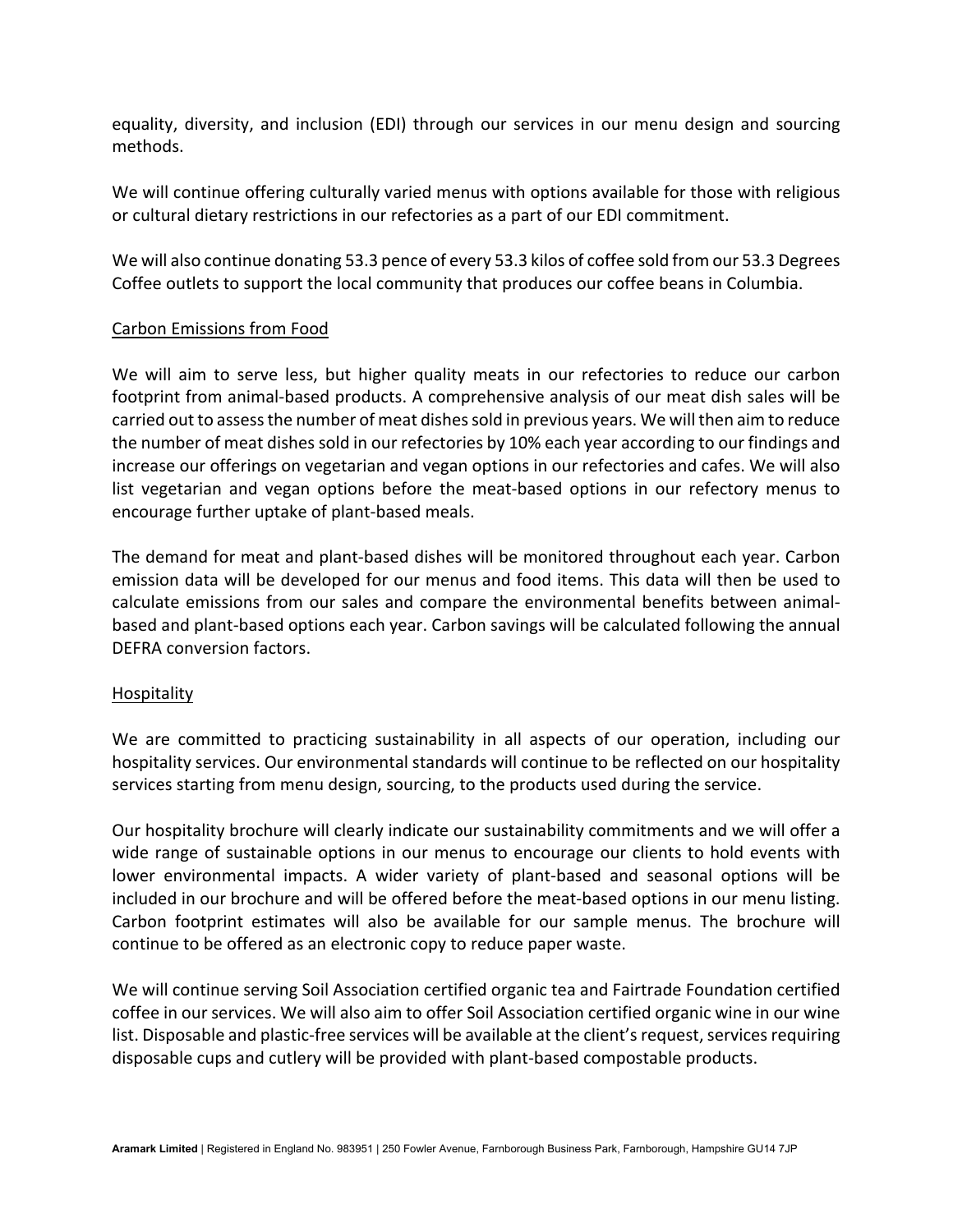equality, diversity, and inclusion (EDI) through our services in our menu design and sourcing methods.

We will continue offering culturally varied menus with options available for those with religious or cultural dietary restrictions in our refectories as a part of our EDI commitment.

We will also continue donating 53.3 pence of every 53.3 kilos of coffee sold from our 53.3 Degrees Coffee outlets to support the local community that produces our coffee beans in Columbia.

<u>Carbon Emissions from Food</u>

We will aim to serve less, but higher quality meats in our refectories to reduce our carbon footprint from animal-based products. A comprehensive analysis of our meat dish sales will be carried out to assess the number of meat dishes sold in previous years. We will then aim to reduce the number of meat dishes sold in our refectories by 10% each year according to our findings and increase our offerings on vegetarian and vegan options in our refectories and cafes. We will also list vegetarian and vegan options before the meat-based options in our refectory menus to encourage further uptake of plant-based meals.

The demand for meat and plant-based dishes will be monitored throughout each year. Carbon emission data will be developed for our menus and food items. This data will then be used to calculate emissions from our sales and compare the environmental benefits between animal-based and plant-based options each year. Carbon savings will be calculated following the annual DEFRA conversion factors.

<u>Hospitality</u>

We are committed to practicing sustainability in all aspects of our operation, including our hospitality services. Our environmental standards will continue to be reflected on our hospitality services starting from menu design, sourcing, to the products used during the service.

Our hospitality brochure will clearly indicate our sustainability commitments and we will offer a wide range of sustainable options in our menus to encourage our clients to hold events with lower environmental impacts. A wider variety of plant-based and seasonal options will be included in our brochure and will be offered before the meat-based options in our menu listing. Carbon footprint estimates will also be available for our sample menus. The brochure will continue to be offered as an electronic copy to reduce paper waste.

We will continue serving Soil Association certified organic tea and Fairtrade Foundation certified coffee in our services. We will also aim to offer Soil Association certified organic wine in our wine list. Disposable and plastic-free services will be available at the client's request, services requiring disposable cups and cutlery will be provided with plant-based compostable products.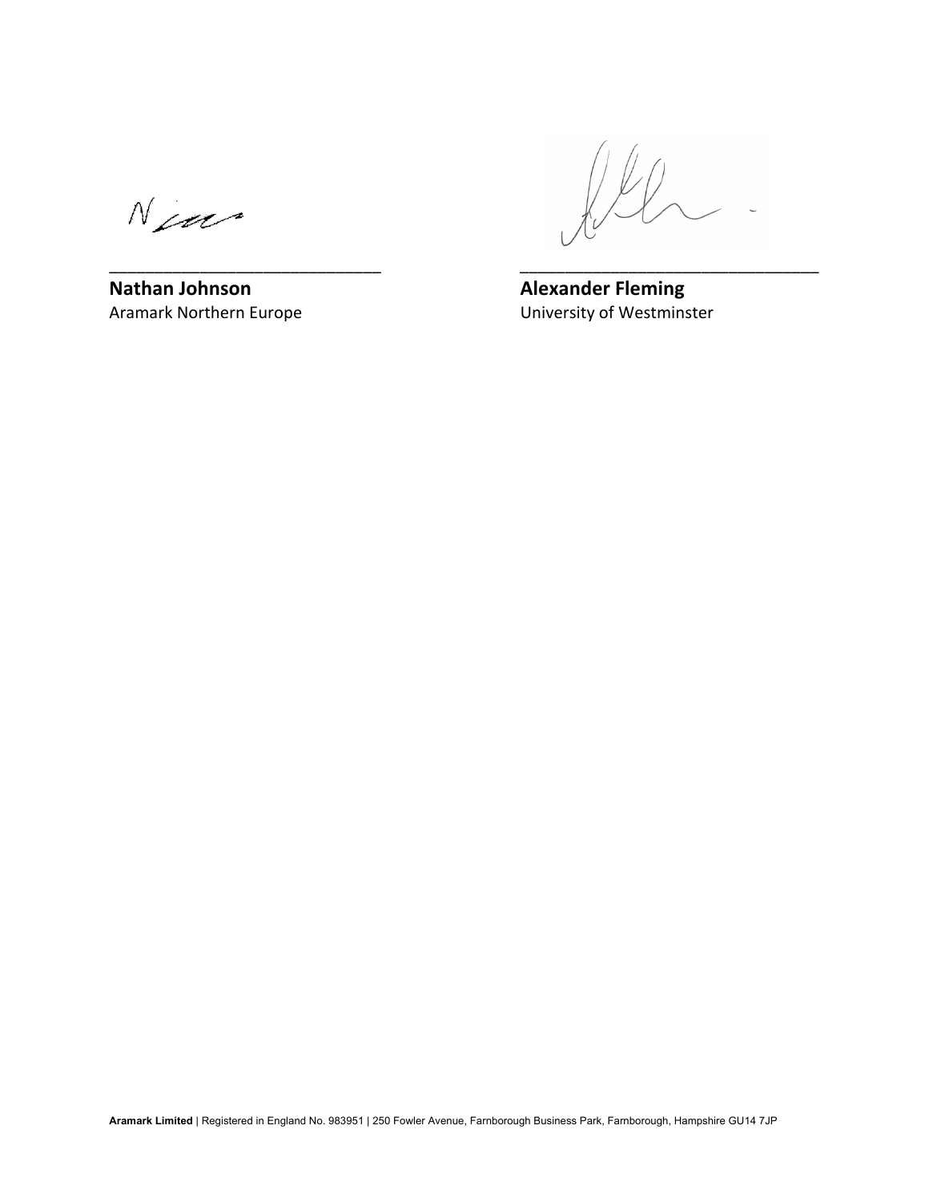\_\_\_\_\_\_\_\_\_\_\_\_\_\_\_\_\_\_\_\_\_\_\_\_\_\_\_\_\_\_

**Nathan Johnson**
Aramark Northern Europe

\_\_\_\_\_\_\_\_\_\_\_\_\_\_\_\_\_\_\_\_\_\_\_\_\_\_\_\_\_\_

**Alexander Fleming**
University of Westminster